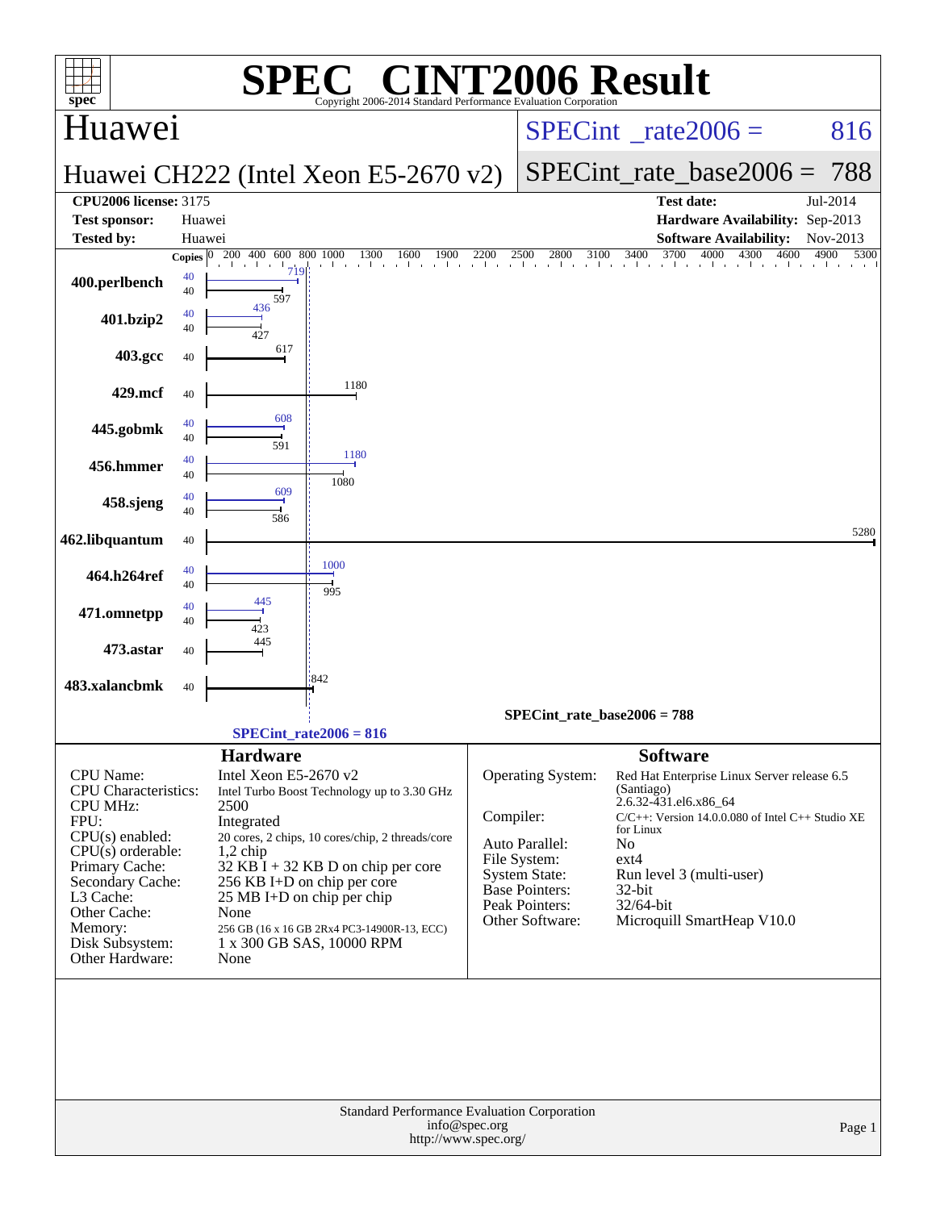# SPEC® CINT2006 Result

Copyright 2006-2014 Standard Performance Evaluation Corporation

## Huawei

**Huawei CH222 (Intel Xeon E5-2670 v2)**

SPECint_rate2006 = 816

SPECint_rate_base2006 = 788

| | | | |
|---|---|---|---|
| **CPU2006 license:** 3175 | | **Test date:** | Jul-2014 |
| **Test sponsor:** | Huawei | **Hardware Availability:** | Sep-2013 |
| **Tested by:** | Huawei | **Software Availability:** | Nov-2013 |

| Benchmark | Copies | Peak | Base |
|---|---|---|---|
| 400.perlbench | 40 | 719 | 597 |
| 401.bzip2 | 40 | 436 | 427 |
| 403.gcc | 40 | | 617 |
| 429.mcf | 40 | | 1180 |
| 445.gobmk | 40 | 608 | 591 |
| 456.hmmer | 40 | 1180 | 1080 |
| 458.sjeng | 40 | 609 | 586 |
| 462.libquantum | 40 | | 5280 |
| 464.h264ref | 40 | 1000 | 995 |
| 471.omnetpp | 40 | 445 | 423 |
| 473.astar | 40 | | 445 |
| 483.xalancbmk | 40 | | 842 |

SPECint_rate_base2006 = 788

SPECint_rate2006 = 816

### Hardware

| | |
|---|---|
| CPU Name: | Intel Xeon E5-2670 v2 |
| CPU Characteristics: | Intel Turbo Boost Technology up to 3.30 GHz |
| CPU MHz: | 2500 |
| FPU: | Integrated |
| CPU(s) enabled: | 20 cores, 2 chips, 10 cores/chip, 2 threads/core |
| CPU(s) orderable: | 1,2 chip |
| Primary Cache: | 32 KB I + 32 KB D on chip per core |
| Secondary Cache: | 256 KB I+D on chip per core |
| L3 Cache: | 25 MB I+D on chip per chip |
| Other Cache: | None |
| Memory: | 256 GB (16 x 16 GB 2Rx4 PC3-14900R-13, ECC) |
| Disk Subsystem: | 1 x 300 GB SAS, 10000 RPM |
| Other Hardware: | None |

### Software

| | |
|---|---|
| Operating System: | Red Hat Enterprise Linux Server release 6.5 (Santiago) 2.6.32-431.el6.x86_64 |
| Compiler: | C/C++: Version 14.0.0.080 of Intel C++ Studio XE for Linux |
| Auto Parallel: | No |
| File System: | ext4 |
| System State: | Run level 3 (multi-user) |
| Base Pointers: | 32-bit |
| Peak Pointers: | 32/64-bit |
| Other Software: | Microquill SmartHeap V10.0 |

Standard Performance Evaluation Corporation
info@spec.org
http://www.spec.org/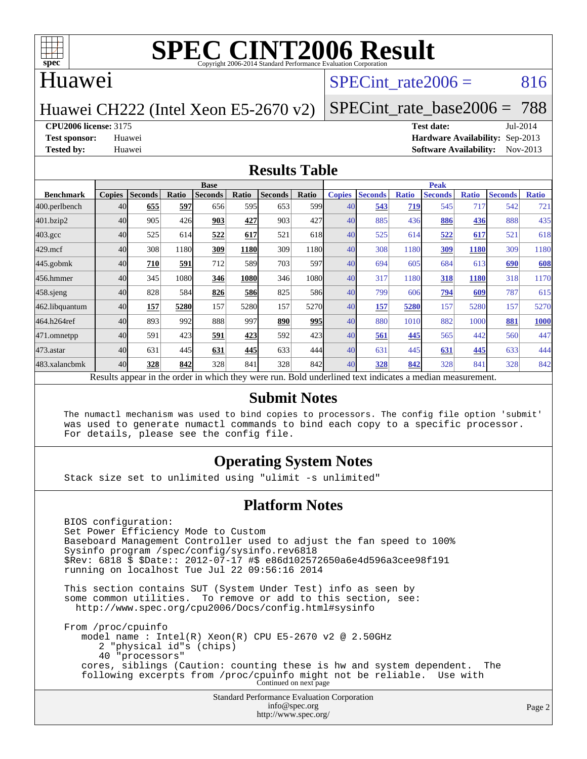# SPEC CINT2006 Result

Copyright 2006-2014 Standard Performance Evaluation Corporation

## Huawei

Huawei CH222 (Intel Xeon E5-2670 v2)

SPECint_rate2006 = 816

SPECint_rate_base2006 = 788

**CPU2006 license:** 3175
**Test sponsor:** Huawei
**Tested by:** Huawei

**Test date:** Jul-2014
**Hardware Availability:** Sep-2013
**Software Availability:** Nov-2013

## Results Table

| Benchmark | Base | | | | | | | Peak | | | | | | |
|---|---|---|---|---|---|---|---|---|---|---|---|---|---|---|
| | Copies | Seconds | Ratio | Seconds | Ratio | Seconds | Ratio | Copies | Seconds | Ratio | Seconds | Ratio | Seconds | Ratio |
| 400.perlbench | 40 | **655** | **597** | 656 | 595 | 653 | 599 | 40 | **543** | **719** | 545 | 717 | 542 | 721 |
| 401.bzip2 | 40 | 905 | 426 | **903** | **427** | 903 | 427 | 40 | 885 | 436 | **886** | **436** | 888 | 435 |
| 403.gcc | 40 | 525 | 614 | **522** | **617** | 521 | 618 | 40 | 525 | 614 | **522** | **617** | 521 | 618 |
| 429.mcf | 40 | 308 | 1180 | **309** | **1180** | 309 | 1180 | 40 | 308 | 1180 | **309** | **1180** | 309 | 1180 |
| 445.gobmk | 40 | **710** | **591** | 712 | 589 | 703 | 597 | 40 | 694 | 605 | 684 | 613 | **690** | **608** |
| 456.hmmer | 40 | 345 | 1080 | **346** | **1080** | 346 | 1080 | 40 | 317 | 1180 | **318** | **1180** | 318 | 1170 |
| 458.sjeng | 40 | 828 | 584 | **826** | **586** | 825 | 586 | 40 | 799 | 606 | **794** | **609** | 787 | 615 |
| 462.libquantum | 40 | **157** | **5280** | 157 | 5280 | 157 | 5270 | 40 | **157** | **5280** | 157 | 5280 | 157 | 5270 |
| 464.h264ref | 40 | 893 | 992 | 888 | 997 | **890** | **995** | 40 | 880 | 1010 | 882 | 1000 | **881** | **1000** |
| 471.omnetpp | 40 | 591 | 423 | **591** | **423** | 592 | 423 | 40 | **561** | **445** | 565 | 442 | 560 | 447 |
| 473.astar | 40 | 631 | 445 | **631** | **445** | 633 | 444 | 40 | 631 | 445 | **631** | **445** | 633 | 444 |
| 483.xalancbmk | 40 | **328** | **842** | 328 | 841 | 328 | 842 | 40 | **328** | **842** | 328 | 841 | 328 | 842 |

Results appear in the order in which they were run. Bold underlined text indicates a median measurement.

## Submit Notes

```
The numactl mechanism was used to bind copies to processors. The config file option 'submit'
was used to generate numactl commands to bind each copy to a specific processor.
For details, please see the config file.
```

## Operating System Notes

```
Stack size set to unlimited using "ulimit -s unlimited"
```

## Platform Notes

```
BIOS configuration:
Set Power Efficiency Mode to Custom
Baseboard Management Controller used to adjust the fan speed to 100%
Sysinfo program /spec/config/sysinfo.rev6818
$Rev: 6818 $ $Date:: 2012-07-17 #$ e86d102572650a6e4d596a3cee98f191
running on localhost Tue Jul 22 09:56:16 2014

This section contains SUT (System Under Test) info as seen by
some common utilities.  To remove or add to this section, see:
  http://www.spec.org/cpu2006/Docs/config.html#sysinfo

From /proc/cpuinfo
   model name : Intel(R) Xeon(R) CPU E5-2670 v2 @ 2.50GHz
      2 "physical id"s (chips)
      40 "processors"
   cores, siblings (Caution: counting these is hw and system dependent.  The
   following excerpts from /proc/cpuinfo might not be reliable.  Use with
```

Continued on next page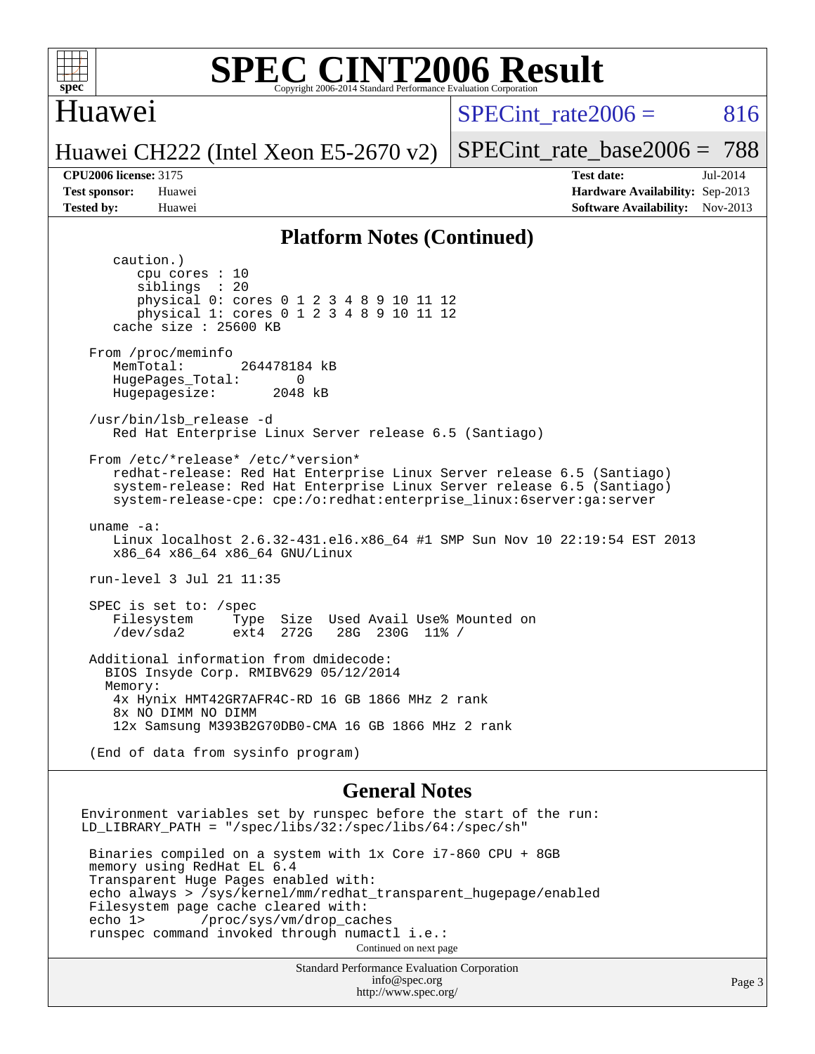# SPEC CINT2006 Result

Copyright 2006-2014 Standard Performance Evaluation Corporation

## Huawei

**Huawei CH222 (Intel Xeon E5-2670 v2)**

SPECint_rate2006 = 816

SPECint_rate_base2006 = 788

**CPU2006 license:** 3175
**Test sponsor:** Huawei
**Tested by:** Huawei

**Test date:** Jul-2014
**Hardware Availability:** Sep-2013
**Software Availability:** Nov-2013

## Platform Notes (Continued)

```
    caution.)
       cpu cores : 10
       siblings  : 20
       physical 0: cores 0 1 2 3 4 8 9 10 11 12
       physical 1: cores 0 1 2 3 4 8 9 10 11 12
    cache size : 25600 KB

 From /proc/meminfo
    MemTotal:       264478184 kB
    HugePages_Total:       0
    Hugepagesize:       2048 kB

 /usr/bin/lsb_release -d
    Red Hat Enterprise Linux Server release 6.5 (Santiago)

 From /etc/*release* /etc/*version*
    redhat-release: Red Hat Enterprise Linux Server release 6.5 (Santiago)
    system-release: Red Hat Enterprise Linux Server release 6.5 (Santiago)
    system-release-cpe: cpe:/o:redhat:enterprise_linux:6server:ga:server

 uname -a:
    Linux localhost 2.6.32-431.el6.x86_64 #1 SMP Sun Nov 10 22:19:54 EST 2013
    x86_64 x86_64 x86_64 GNU/Linux

 run-level 3 Jul 21 11:35

 SPEC is set to: /spec
    Filesystem     Type  Size  Used Avail Use% Mounted on
    /dev/sda2      ext4  272G   28G  230G  11% /

 Additional information from dmidecode:
   BIOS Insyde Corp. RMIBV629 05/12/2014
   Memory:
    4x Hynix HMT42GR7AFR4C-RD 16 GB 1866 MHz 2 rank
    8x NO DIMM NO DIMM
    12x Samsung M393B2G70DB0-CMA 16 GB 1866 MHz 2 rank

 (End of data from sysinfo program)
```

## General Notes

```
Environment variables set by runspec before the start of the run:
LD_LIBRARY_PATH = "/spec/libs/32:/spec/libs/64:/spec/sh"

 Binaries compiled on a system with 1x Core i7-860 CPU + 8GB
 memory using RedHat EL 6.4
 Transparent Huge Pages enabled with:
 echo always > /sys/kernel/mm/redhat_transparent_hugepage/enabled
 Filesystem page cache cleared with:
 echo 1>       /proc/sys/vm/drop_caches
 runspec command invoked through numactl i.e.:
```

Continued on next page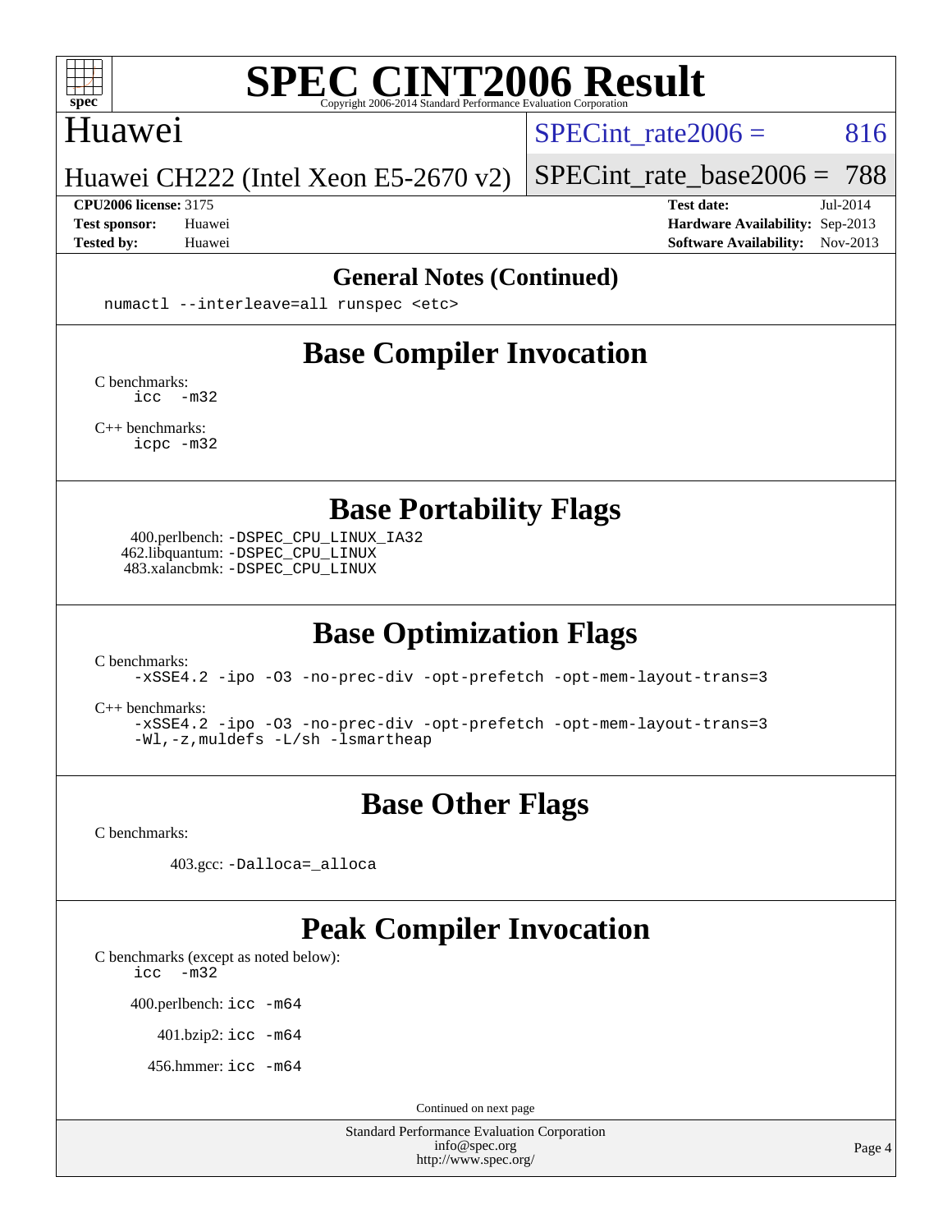## General Notes (Continued)

```
numactl --interleave=all runspec <etc>
```

## Base Compiler Invocation

C benchmarks:
```
icc  -m32
```

C++ benchmarks:
```
icpc -m32
```

## Base Portability Flags

400.perlbench: `-DSPEC_CPU_LINUX_IA32`
462.libquantum: `-DSPEC_CPU_LINUX`
483.xalancbmk: `-DSPEC_CPU_LINUX`

## Base Optimization Flags

C benchmarks:
```
-xSSE4.2 -ipo -O3 -no-prec-div -opt-prefetch -opt-mem-layout-trans=3
```

C++ benchmarks:
```
-xSSE4.2 -ipo -O3 -no-prec-div -opt-prefetch -opt-mem-layout-trans=3
-Wl,-z,muldefs -L/sh -lsmartheap
```

## Base Other Flags

C benchmarks:

403.gcc: `-Dalloca=_alloca`

## Peak Compiler Invocation

C benchmarks (except as noted below):
```
icc  -m32
```

400.perlbench: `icc -m64`

401.bzip2: `icc -m64`

456.hmmer: `icc -m64`

Continued on next page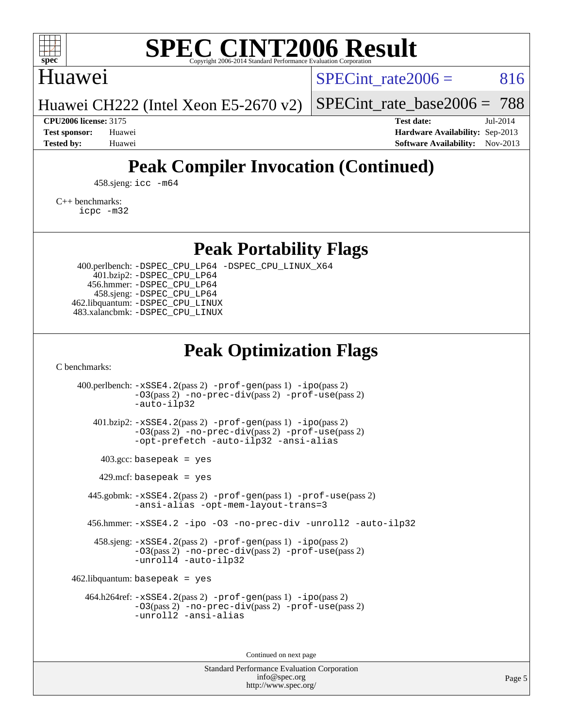# Peak Compiler Invocation (Continued)

458.sjeng: icc -m64

C++ benchmarks:
icpc -m32

# Peak Portability Flags

400.perlbench: -DSPEC_CPU_LP64 -DSPEC_CPU_LINUX_X64
401.bzip2: -DSPEC_CPU_LP64
456.hmmer: -DSPEC_CPU_LP64
458.sjeng: -DSPEC_CPU_LP64
462.libquantum: -DSPEC_CPU_LINUX
483.xalancbmk: -DSPEC_CPU_LINUX

# Peak Optimization Flags

C benchmarks:

400.perlbench: -xSSE4.2(pass 2) -prof-gen(pass 1) -ipo(pass 2) -O3(pass 2) -no-prec-div(pass 2) -prof-use(pass 2) -auto-ilp32

401.bzip2: -xSSE4.2(pass 2) -prof-gen(pass 1) -ipo(pass 2) -O3(pass 2) -no-prec-div(pass 2) -prof-use(pass 2) -opt-prefetch -auto-ilp32 -ansi-alias

403.gcc: basepeak = yes

429.mcf: basepeak = yes

445.gobmk: -xSSE4.2(pass 2) -prof-gen(pass 1) -prof-use(pass 2) -ansi-alias -opt-mem-layout-trans=3

456.hmmer: -xSSE4.2 -ipo -O3 -no-prec-div -unroll2 -auto-ilp32

458.sjeng: -xSSE4.2(pass 2) -prof-gen(pass 1) -ipo(pass 2) -O3(pass 2) -no-prec-div(pass 2) -prof-use(pass 2) -unroll4 -auto-ilp32

462.libquantum: basepeak = yes

464.h264ref: -xSSE4.2(pass 2) -prof-gen(pass 1) -ipo(pass 2) -O3(pass 2) -no-prec-div(pass 2) -prof-use(pass 2) -unroll2 -ansi-alias

Continued on next page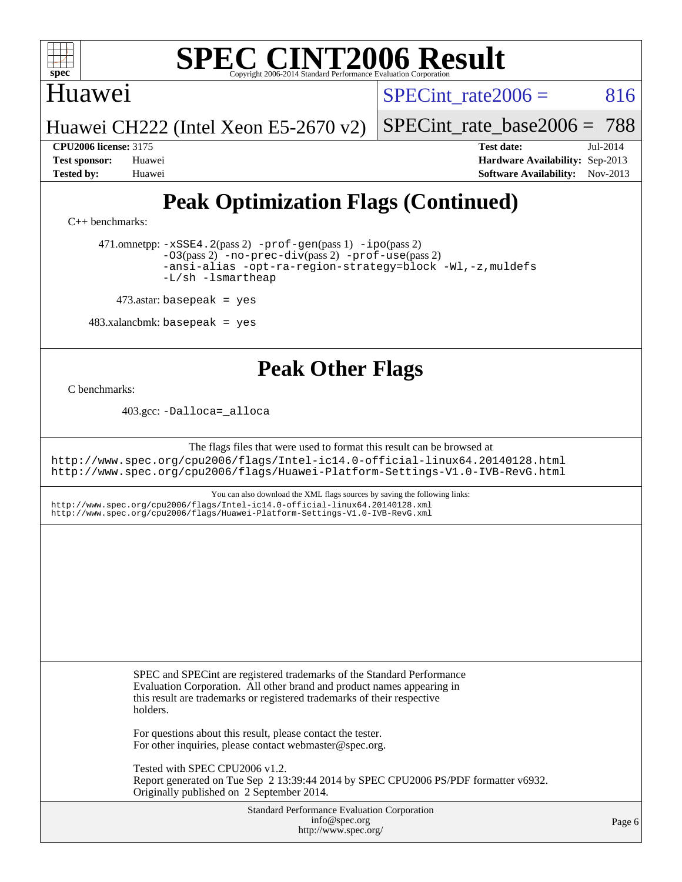# Peak Optimization Flags (Continued)

C++ benchmarks:

471.omnetpp: `-xSSE4.2`(pass 2) `-prof-gen`(pass 1) `-ipo`(pass 2) `-O3`(pass 2) `-no-prec-div`(pass 2) `-prof-use`(pass 2) `-ansi-alias -opt-ra-region-strategy=block -Wl,-z,muldefs -L/sh -lsmartheap`

473.astar: `basepeak = yes`

483.xalancbmk: `basepeak = yes`

# Peak Other Flags

C benchmarks:

403.gcc: `-Dalloca=_alloca`

The flags files that were used to format this result can be browsed at

http://www.spec.org/cpu2006/flags/Intel-ic14.0-official-linux64.20140128.html
http://www.spec.org/cpu2006/flags/Huawei-Platform-Settings-V1.0-IVB-RevG.html

You can also download the XML flags sources by saving the following links:

http://www.spec.org/cpu2006/flags/Intel-ic14.0-official-linux64.20140128.xml
http://www.spec.org/cpu2006/flags/Huawei-Platform-Settings-V1.0-IVB-RevG.xml

SPEC and SPECint are registered trademarks of the Standard Performance Evaluation Corporation. All other brand and product names appearing in this result are trademarks or registered trademarks of their respective holders.

For questions about this result, please contact the tester.
For other inquiries, please contact webmaster@spec.org.

Tested with SPEC CPU2006 v1.2.
Report generated on Tue Sep 2 13:39:44 2014 by SPEC CPU2006 PS/PDF formatter v6932.
Originally published on 2 September 2014.